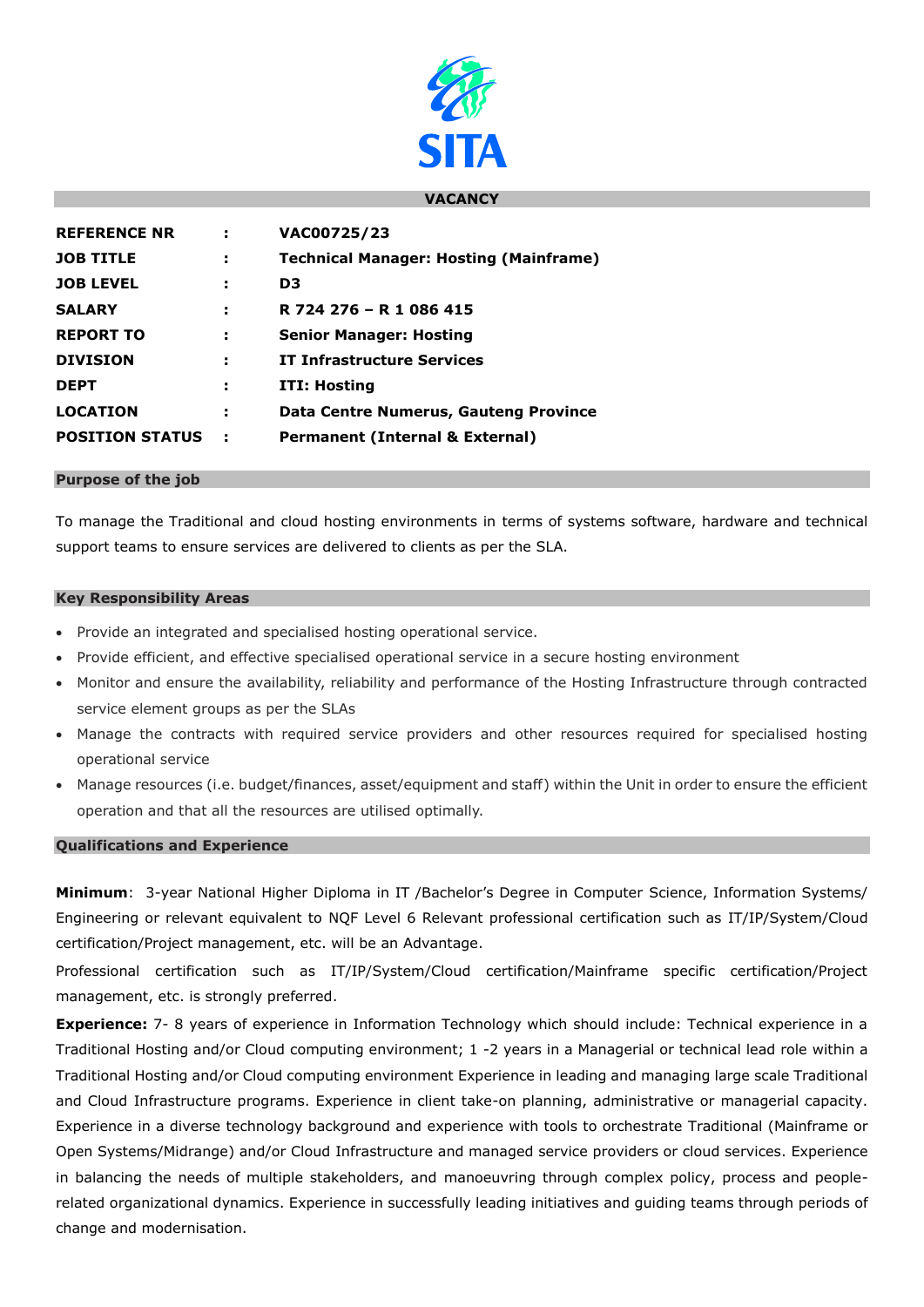SITA

## VACANCY

| | | |
|---|---|---|
| **REFERENCE NR** | **:** | **VAC00725/23** |
| **JOB TITLE** | **:** | **Technical Manager: Hosting (Mainframe)** |
| **JOB LEVEL** | **:** | **D3** |
| **SALARY** | **:** | **R 724 276 – R 1 086 415** |
| **REPORT TO** | **:** | **Senior Manager: Hosting** |
| **DIVISION** | **:** | **IT Infrastructure Services** |
| **DEPT** | **:** | **ITI: Hosting** |
| **LOCATION** | **:** | **Data Centre Numerus, Gauteng Province** |
| **POSITION STATUS** | **:** | **Permanent (Internal & External)** |

## Purpose of the job

To manage the Traditional and cloud hosting environments in terms of systems software, hardware and technical support teams to ensure services are delivered to clients as per the SLA.

## Key Responsibility Areas

- Provide an integrated and specialised hosting operational service.
- Provide efficient, and effective specialised operational service in a secure hosting environment
- Monitor and ensure the availability, reliability and performance of the Hosting Infrastructure through contracted service element groups as per the SLAs
- Manage the contracts with required service providers and other resources required for specialised hosting operational service
- Manage resources (i.e. budget/finances, asset/equipment and staff) within the Unit in order to ensure the efficient operation and that all the resources are utilised optimally.

## Qualifications and Experience

**Minimum**: 3-year National Higher Diploma in IT /Bachelor's Degree in Computer Science, Information Systems/ Engineering or relevant equivalent to NQF Level 6 Relevant professional certification such as IT/IP/System/Cloud certification/Project management, etc. will be an Advantage.

Professional certification such as IT/IP/System/Cloud certification/Mainframe specific certification/Project management, etc. is strongly preferred.

**Experience:** 7- 8 years of experience in Information Technology which should include: Technical experience in a Traditional Hosting and/or Cloud computing environment; 1 -2 years in a Managerial or technical lead role within a Traditional Hosting and/or Cloud computing environment Experience in leading and managing large scale Traditional and Cloud Infrastructure programs. Experience in client take-on planning, administrative or managerial capacity. Experience in a diverse technology background and experience with tools to orchestrate Traditional (Mainframe or Open Systems/Midrange) and/or Cloud Infrastructure and managed service providers or cloud services. Experience in balancing the needs of multiple stakeholders, and manoeuvring through complex policy, process and people-related organizational dynamics. Experience in successfully leading initiatives and guiding teams through periods of change and modernisation.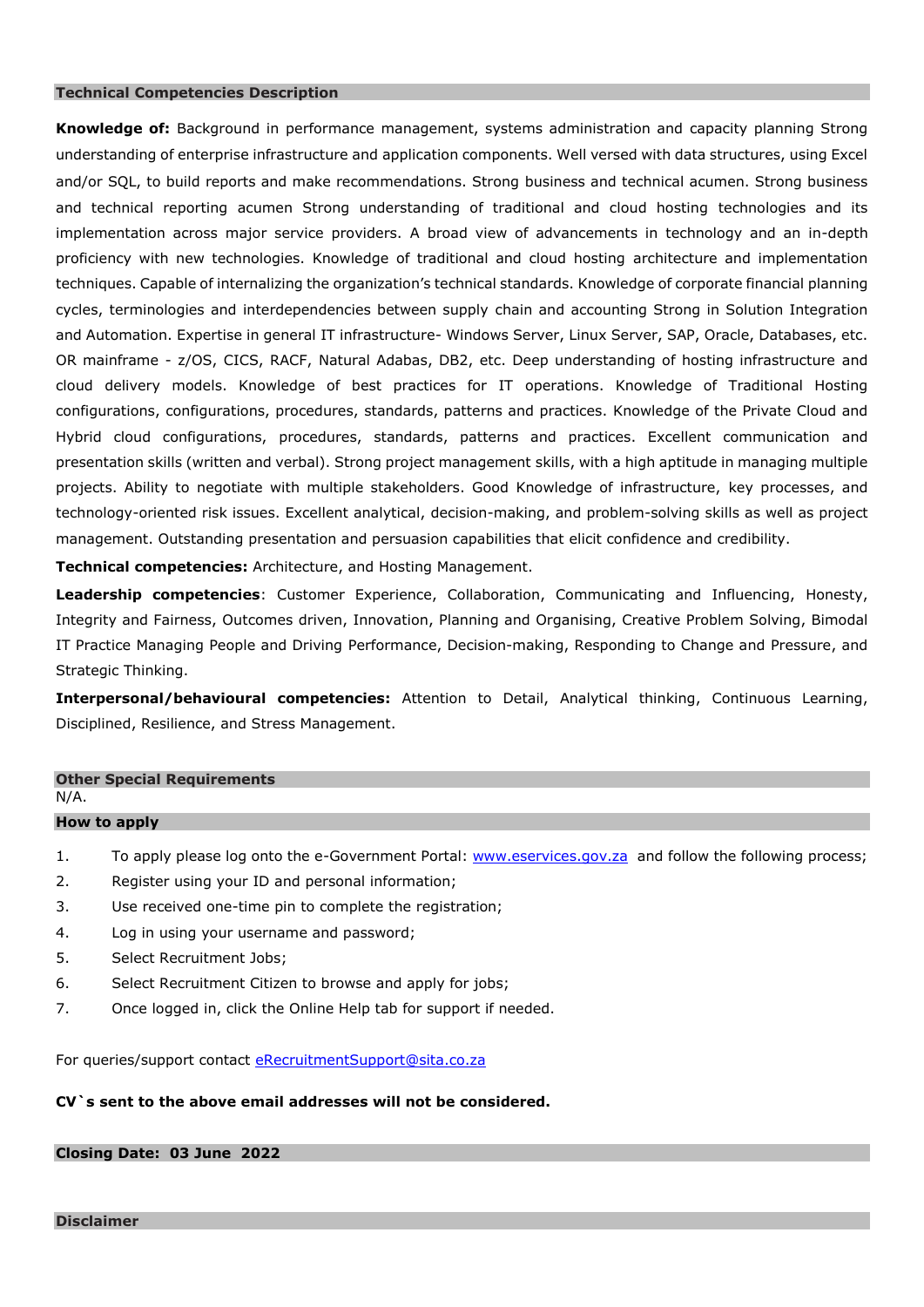## Technical Competencies Description

**Knowledge of:** Background in performance management, systems administration and capacity planning Strong understanding of enterprise infrastructure and application components. Well versed with data structures, using Excel and/or SQL, to build reports and make recommendations. Strong business and technical acumen. Strong business and technical reporting acumen Strong understanding of traditional and cloud hosting technologies and its implementation across major service providers. A broad view of advancements in technology and an in-depth proficiency with new technologies. Knowledge of traditional and cloud hosting architecture and implementation techniques. Capable of internalizing the organization's technical standards. Knowledge of corporate financial planning cycles, terminologies and interdependencies between supply chain and accounting Strong in Solution Integration and Automation. Expertise in general IT infrastructure- Windows Server, Linux Server, SAP, Oracle, Databases, etc. OR mainframe - z/OS, CICS, RACF, Natural Adabas, DB2, etc. Deep understanding of hosting infrastructure and cloud delivery models. Knowledge of best practices for IT operations. Knowledge of Traditional Hosting configurations, configurations, procedures, standards, patterns and practices. Knowledge of the Private Cloud and Hybrid cloud configurations, procedures, standards, patterns and practices. Excellent communication and presentation skills (written and verbal). Strong project management skills, with a high aptitude in managing multiple projects. Ability to negotiate with multiple stakeholders. Good Knowledge of infrastructure, key processes, and technology-oriented risk issues. Excellent analytical, decision-making, and problem-solving skills as well as project management. Outstanding presentation and persuasion capabilities that elicit confidence and credibility.

**Technical competencies:** Architecture, and Hosting Management.

**Leadership competencies**: Customer Experience, Collaboration, Communicating and Influencing, Honesty, Integrity and Fairness, Outcomes driven, Innovation, Planning and Organising, Creative Problem Solving, Bimodal IT Practice Managing People and Driving Performance, Decision-making, Responding to Change and Pressure, and Strategic Thinking.

**Interpersonal/behavioural competencies:** Attention to Detail, Analytical thinking, Continuous Learning, Disciplined, Resilience, and Stress Management.

## Other Special Requirements

N/A.

## How to apply

1. To apply please log onto the e-Government Portal: www.eservices.gov.za and follow the following process;
2. Register using your ID and personal information;
3. Use received one-time pin to complete the registration;
4. Log in using your username and password;
5. Select Recruitment Jobs;
6. Select Recruitment Citizen to browse and apply for jobs;
7. Once logged in, click the Online Help tab for support if needed.

For queries/support contact eRecruitmentSupport@sita.co.za

**CV`s sent to the above email addresses will not be considered.**

## Closing Date: 03 June 2022

## Disclaimer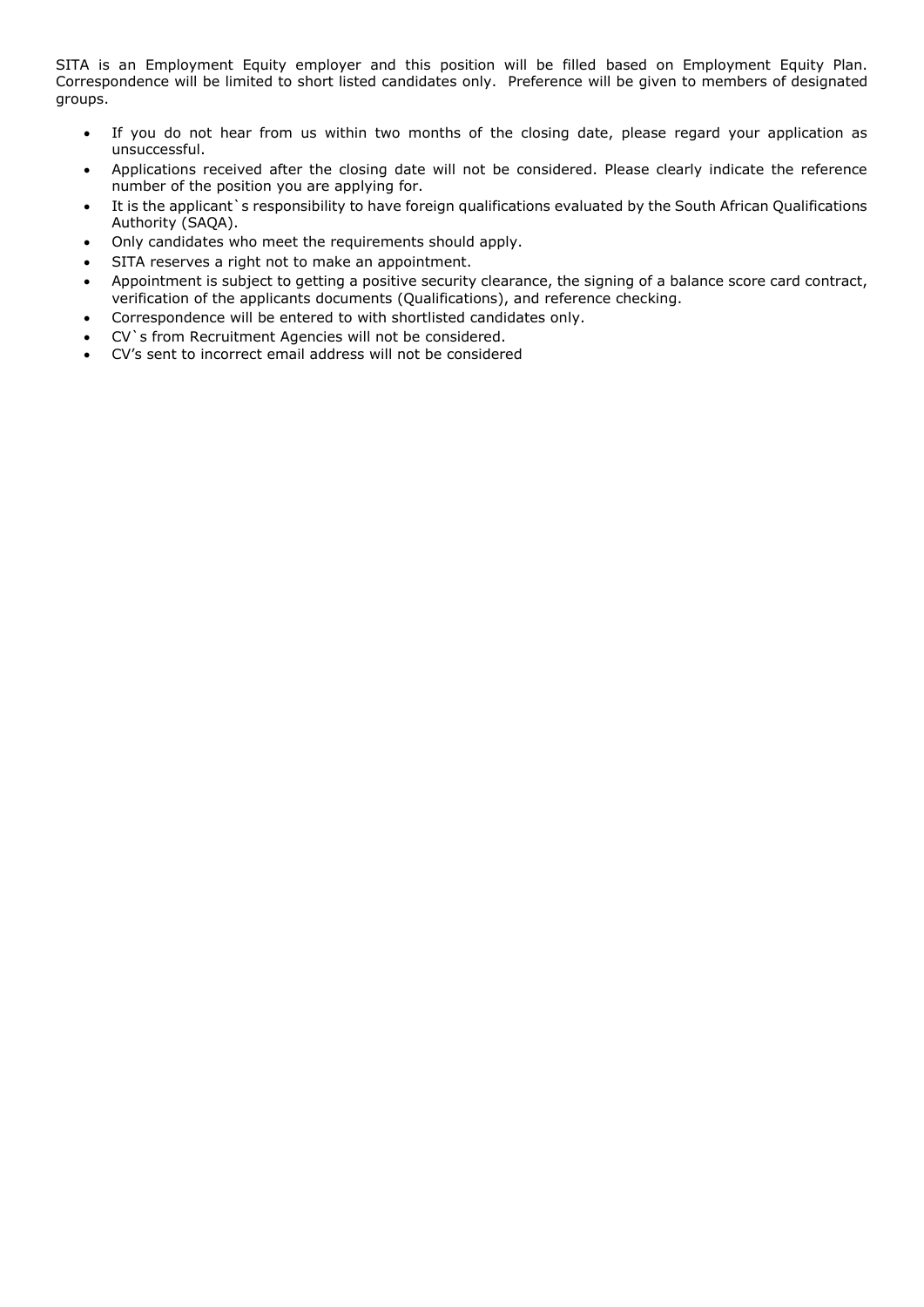SITA is an Employment Equity employer and this position will be filled based on Employment Equity Plan. Correspondence will be limited to short listed candidates only. Preference will be given to members of designated groups.

- If you do not hear from us within two months of the closing date, please regard your application as unsuccessful.
- Applications received after the closing date will not be considered. Please clearly indicate the reference number of the position you are applying for.
- It is the applicant`s responsibility to have foreign qualifications evaluated by the South African Qualifications Authority (SAQA).
- Only candidates who meet the requirements should apply.
- SITA reserves a right not to make an appointment.
- Appointment is subject to getting a positive security clearance, the signing of a balance score card contract, verification of the applicants documents (Qualifications), and reference checking.
- Correspondence will be entered to with shortlisted candidates only.
- CV`s from Recruitment Agencies will not be considered.
- CV's sent to incorrect email address will not be considered